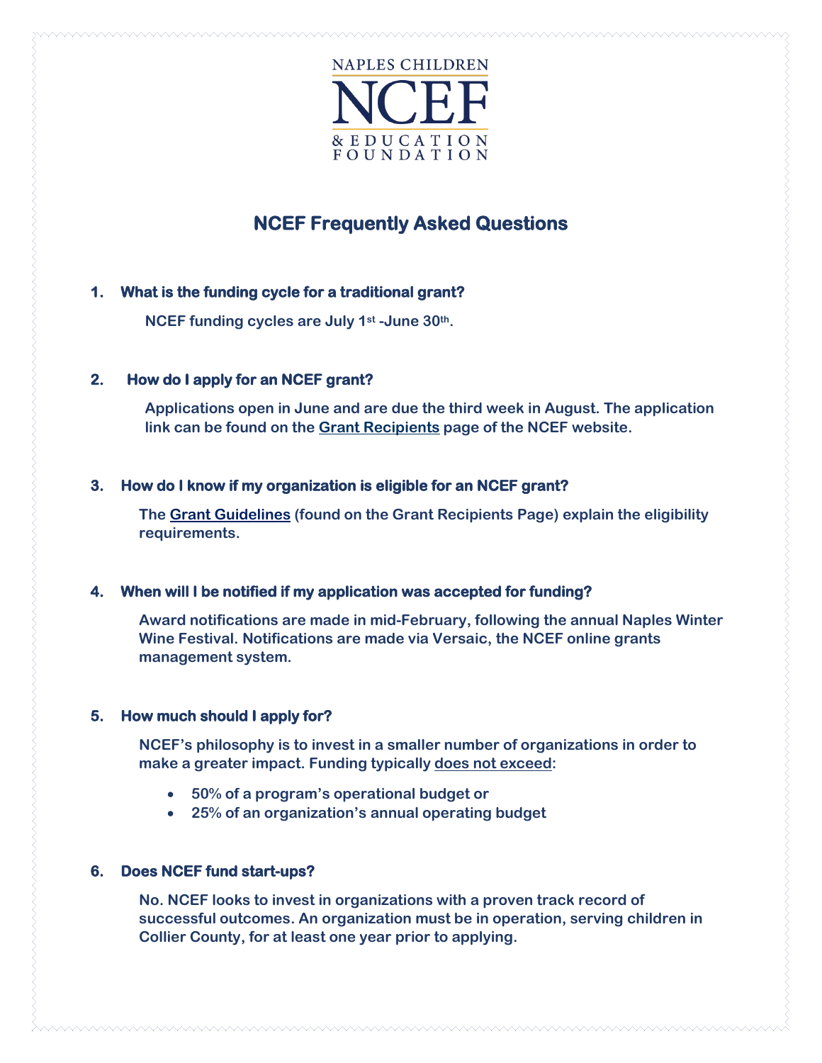NAPLES CHILDREN

NCEF

& EDUCATION FOUNDATION

# NCEF Frequently Asked Questions

1. **What is the funding cycle for a traditional grant?**

   **NCEF funding cycles are July 1st -June 30th.**

2. **How do I apply for an NCEF grant?**

   **Applications open in June and are due the third week in August. The application link can be found on the Grant Recipients page of the NCEF website.**

3. **How do I know if my organization is eligible for an NCEF grant?**

   **The Grant Guidelines (found on the Grant Recipients Page) explain the eligibility requirements.**

4. **When will I be notified if my application was accepted for funding?**

   **Award notifications are made in mid-February, following the annual Naples Winter Wine Festival. Notifications are made via Versaic, the NCEF online grants management system.**

5. **How much should I apply for?**

   **NCEF's philosophy is to invest in a smaller number of organizations in order to make a greater impact. Funding typically does not exceed:**

   - **50% of a program's operational budget or**
   - **25% of an organization's annual operating budget**

6. **Does NCEF fund start-ups?**

   **No. NCEF looks to invest in organizations with a proven track record of successful outcomes. An organization must be in operation, serving children in Collier County, for at least one year prior to applying.**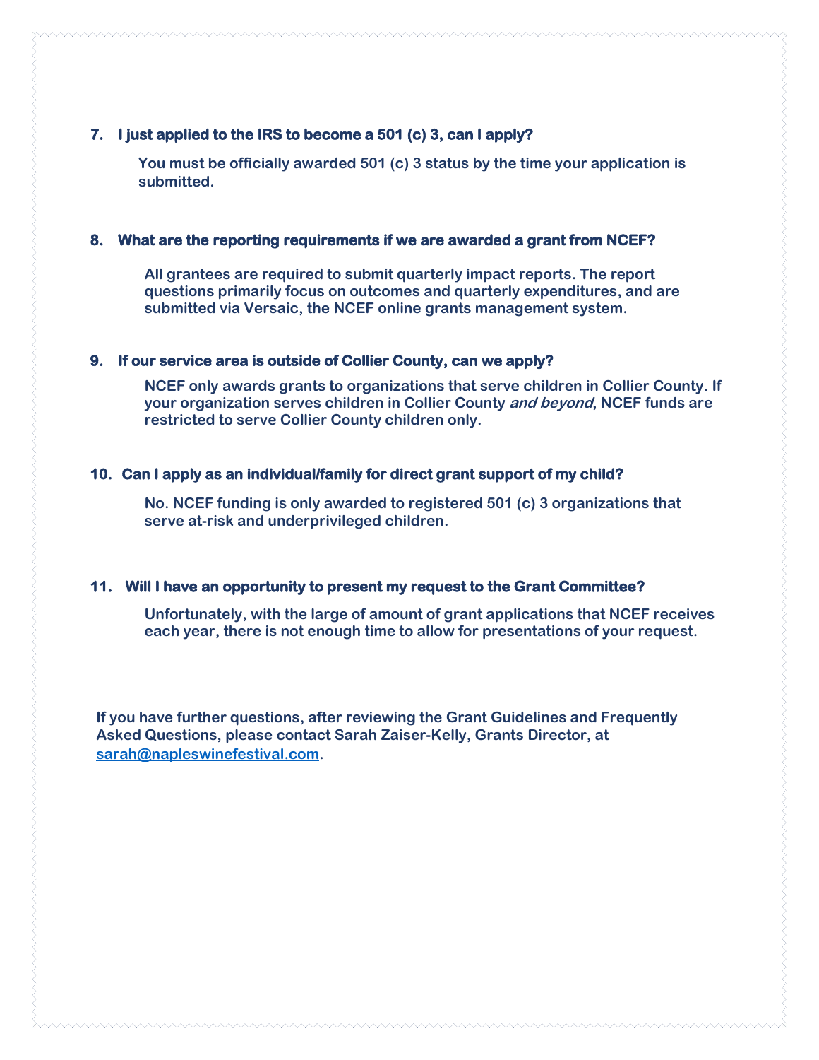**7. I just applied to the IRS to become a 501 (c) 3, can I apply?**

You must be officially awarded 501 (c) 3 status by the time your application is submitted.

**8. What are the reporting requirements if we are awarded a grant from NCEF?**

All grantees are required to submit quarterly impact reports. The report questions primarily focus on outcomes and quarterly expenditures, and are submitted via Versaic, the NCEF online grants management system.

**9. If our service area is outside of Collier County, can we apply?**

NCEF only awards grants to organizations that serve children in Collier County. If your organization serves children in Collier County *and beyond*, NCEF funds are restricted to serve Collier County children only.

**10. Can I apply as an individual/family for direct grant support of my child?**

No. NCEF funding is only awarded to registered 501 (c) 3 organizations that serve at-risk and underprivileged children.

**11. Will I have an opportunity to present my request to the Grant Committee?**

Unfortunately, with the large of amount of grant applications that NCEF receives each year, there is not enough time to allow for presentations of your request.

If you have further questions, after reviewing the Grant Guidelines and Frequently Asked Questions, please contact Sarah Zaiser-Kelly, Grants Director, at sarah@napleswinefestival.com.